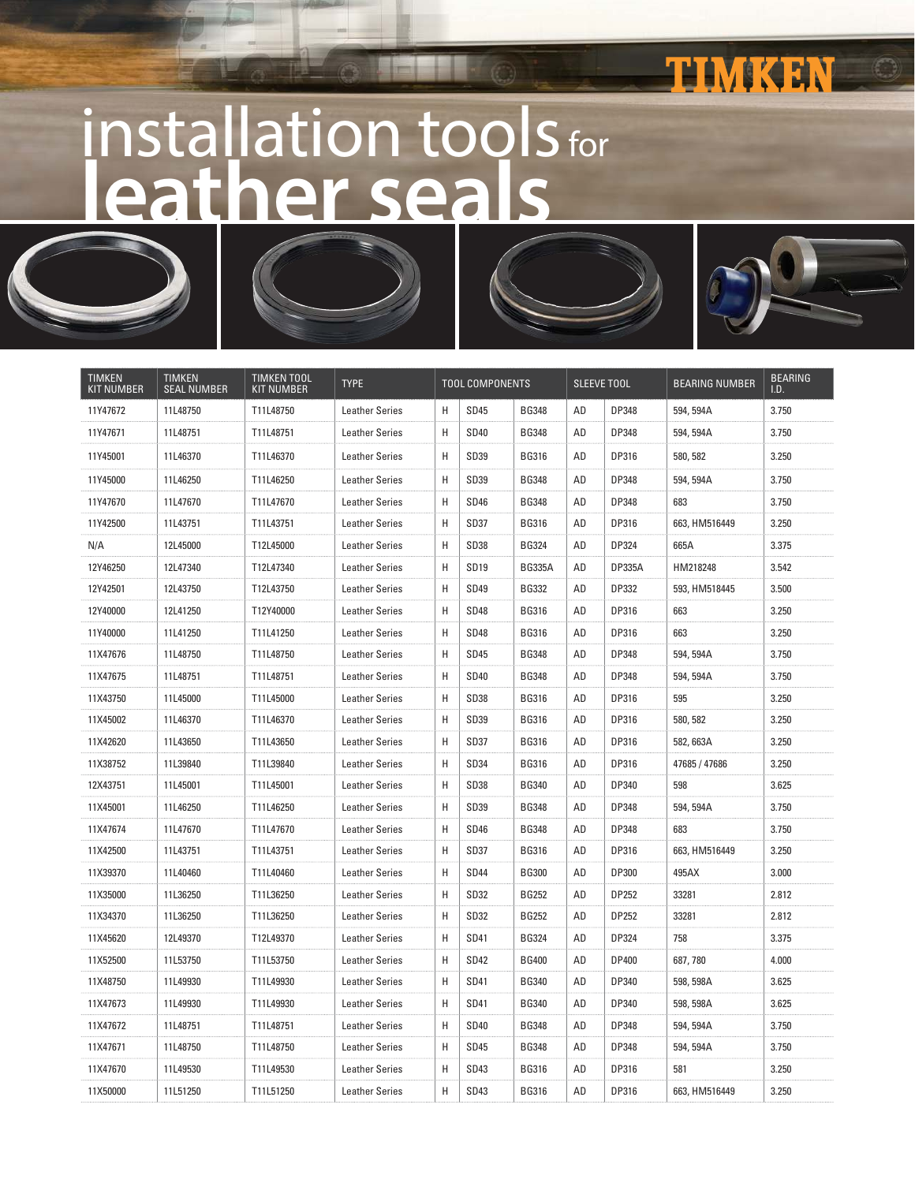# installation tools for leather seals

| TIMKEN KIT NUMBER | TIMKEN SEAL NUMBER | TIMKEN TOOL KIT NUMBER | TYPE | TOOL COMPONENTS | | | SLEEVE TOOL | | BEARING NUMBER | BEARING I.D. |
|---|---|---|---|---|---|---|---|---|---|---|
| 11Y47672 | 11L48750 | T11L48750 | Leather Series | H | SD45 | BG348 | AD | DP348 | 594, 594A | 3.750 |
| 11Y47671 | 11L48751 | T11L48751 | Leather Series | H | SD40 | BG348 | AD | DP348 | 594, 594A | 3.750 |
| 11Y45001 | 11L46370 | T11L46370 | Leather Series | H | SD39 | BG316 | AD | DP316 | 580, 582 | 3.250 |
| 11Y45000 | 11L46250 | T11L46250 | Leather Series | H | SD39 | BG348 | AD | DP348 | 594, 594A | 3.750 |
| 11Y47670 | 11L47670 | T11L47670 | Leather Series | H | SD46 | BG348 | AD | DP348 | 683 | 3.750 |
| 11Y42500 | 11L43751 | T11L43751 | Leather Series | H | SD37 | BG316 | AD | DP316 | 663, HM516449 | 3.250 |
| N/A | 12L45000 | T12L45000 | Leather Series | H | SD38 | BG324 | AD | DP324 | 665A | 3.375 |
| 12Y46250 | 12L47340 | T12L47340 | Leather Series | H | SD19 | BG335A | AD | DP335A | HM218248 | 3.542 |
| 12Y42501 | 12L43750 | T12L43750 | Leather Series | H | SD49 | BG332 | AD | DP332 | 593, HM518445 | 3.500 |
| 12Y40000 | 12L41250 | T12Y40000 | Leather Series | H | SD48 | BG316 | AD | DP316 | 663 | 3.250 |
| 11Y40000 | 11L41250 | T11L41250 | Leather Series | H | SD48 | BG316 | AD | DP316 | 663 | 3.250 |
| 11X47676 | 11L48750 | T11L48750 | Leather Series | H | SD45 | BG348 | AD | DP348 | 594, 594A | 3.750 |
| 11X47675 | 11L48751 | T11L48751 | Leather Series | H | SD40 | BG348 | AD | DP348 | 594, 594A | 3.750 |
| 11X43750 | 11L45000 | T11L45000 | Leather Series | H | SD38 | BG316 | AD | DP316 | 595 | 3.250 |
| 11X45002 | 11L46370 | T11L46370 | Leather Series | H | SD39 | BG316 | AD | DP316 | 580, 582 | 3.250 |
| 11X42620 | 11L43650 | T11L43650 | Leather Series | H | SD37 | BG316 | AD | DP316 | 582, 663A | 3.250 |
| 11X38752 | 11L39840 | T11L39840 | Leather Series | H | SD34 | BG316 | AD | DP316 | 47685 / 47686 | 3.250 |
| 12X43751 | 11L45001 | T11L45001 | Leather Series | H | SD38 | BG340 | AD | DP340 | 598 | 3.625 |
| 11X45001 | 11L46250 | T11L46250 | Leather Series | H | SD39 | BG348 | AD | DP348 | 594, 594A | 3.750 |
| 11X47674 | 11L47670 | T11L47670 | Leather Series | H | SD46 | BG348 | AD | DP348 | 683 | 3.750 |
| 11X42500 | 11L43751 | T11L43751 | Leather Series | H | SD37 | BG316 | AD | DP316 | 663, HM516449 | 3.250 |
| 11X39370 | 11L40460 | T11L40460 | Leather Series | H | SD44 | BG300 | AD | DP300 | 495AX | 3.000 |
| 11X35000 | 11L36250 | T11L36250 | Leather Series | H | SD32 | BG252 | AD | DP252 | 33281 | 2.812 |
| 11X34370 | 11L36250 | T11L36250 | Leather Series | H | SD32 | BG252 | AD | DP252 | 33281 | 2.812 |
| 11X45620 | 12L49370 | T12L49370 | Leather Series | H | SD41 | BG324 | AD | DP324 | 758 | 3.375 |
| 11X52500 | 11L53750 | T11L53750 | Leather Series | H | SD42 | BG400 | AD | DP400 | 687, 780 | 4.000 |
| 11X48750 | 11L49930 | T11L49930 | Leather Series | H | SD41 | BG340 | AD | DP340 | 598, 598A | 3.625 |
| 11X47673 | 11L49930 | T11L49930 | Leather Series | H | SD41 | BG340 | AD | DP340 | 598, 598A | 3.625 |
| 11X47672 | 11L48751 | T11L48751 | Leather Series | H | SD40 | BG348 | AD | DP348 | 594, 594A | 3.750 |
| 11X47671 | 11L48750 | T11L48750 | Leather Series | H | SD45 | BG348 | AD | DP348 | 594, 594A | 3.750 |
| 11X47670 | 11L49530 | T11L49530 | Leather Series | H | SD43 | BG316 | AD | DP316 | 581 | 3.250 |
| 11X50000 | 11L51250 | T11L51250 | Leather Series | H | SD43 | BG316 | AD | DP316 | 663, HM516449 | 3.250 |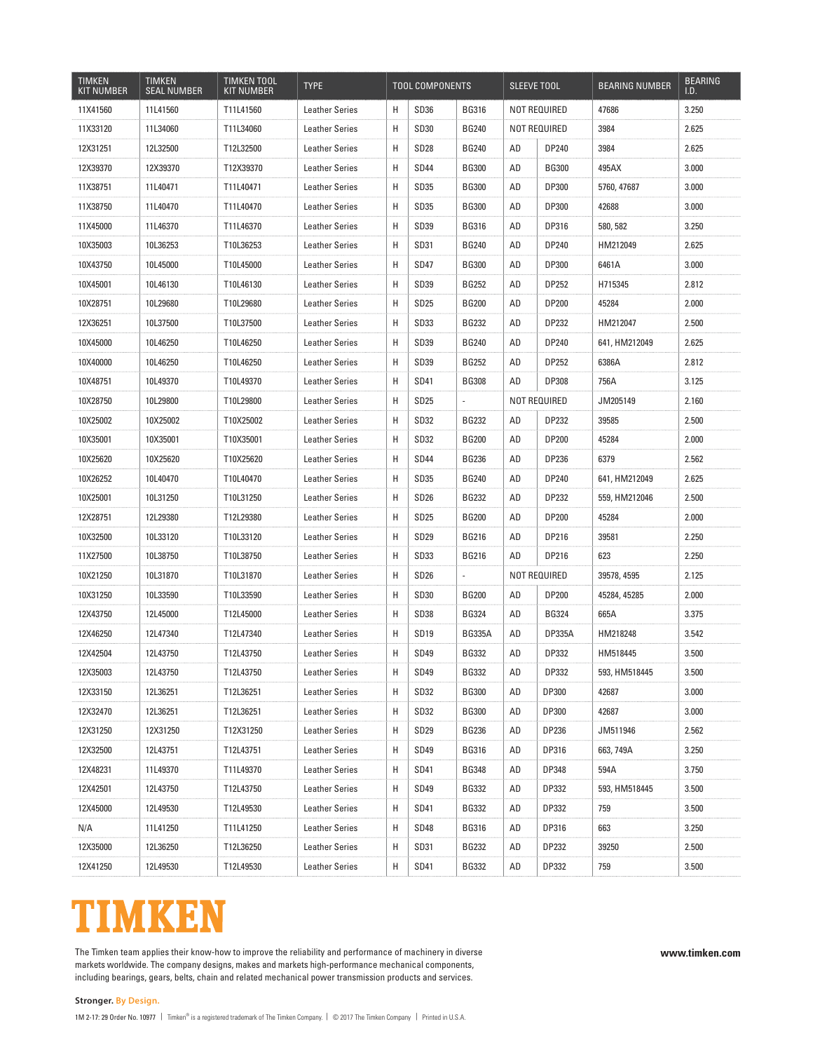| TIMKEN KIT NUMBER | TIMKEN SEAL NUMBER | TIMKEN TOOL KIT NUMBER | TYPE | TOOL COMPONENTS | | | SLEEVE TOOL | | BEARING NUMBER | BEARING I.D. |
|---|---|---|---|---|---|---|---|---|---|---|
| 11X41560 | 11L41560 | T11L41560 | Leather Series | H | SD36 | BG316 | NOT REQUIRED | | 47686 | 3.250 |
| 11X33120 | 11L34060 | T11L34060 | Leather Series | H | SD30 | BG240 | NOT REQUIRED | | 3984 | 2.625 |
| 12X31251 | 12L32500 | T12L32500 | Leather Series | H | SD28 | BG240 | AD | DP240 | 3984 | 2.625 |
| 12X39370 | 12X39370 | T12X39370 | Leather Series | H | SD44 | BG300 | AD | BG300 | 495AX | 3.000 |
| 11X38751 | 11L40471 | T11L40471 | Leather Series | H | SD35 | BG300 | AD | DP300 | 5760, 47687 | 3.000 |
| 11X38750 | 11L40470 | T11L40470 | Leather Series | H | SD35 | BG300 | AD | DP300 | 42688 | 3.000 |
| 11X45000 | 11L46370 | T11L46370 | Leather Series | H | SD39 | BG316 | AD | DP316 | 580, 582 | 3.250 |
| 10X35003 | 10L36253 | T10L36253 | Leather Series | H | SD31 | BG240 | AD | DP240 | HM212049 | 2.625 |
| 10X43750 | 10L45000 | T10L45000 | Leather Series | H | SD47 | BG300 | AD | DP300 | 6461A | 3.000 |
| 10X45001 | 10L46130 | T10L46130 | Leather Series | H | SD39 | BG252 | AD | DP252 | H715345 | 2.812 |
| 10X28751 | 10L29680 | T10L29680 | Leather Series | H | SD25 | BG200 | AD | DP200 | 45284 | 2.000 |
| 12X36251 | 10L37500 | T10L37500 | Leather Series | H | SD33 | BG232 | AD | DP232 | HM212047 | 2.500 |
| 10X45000 | 10L46250 | T10L46250 | Leather Series | H | SD39 | BG240 | AD | DP240 | 641, HM212049 | 2.625 |
| 10X40000 | 10L46250 | T10L46250 | Leather Series | H | SD39 | BG252 | AD | DP252 | 6386A | 2.812 |
| 10X48751 | 10L49370 | T10L49370 | Leather Series | H | SD41 | BG308 | AD | DP308 | 756A | 3.125 |
| 10X28750 | 10L29800 | T10L29800 | Leather Series | H | SD25 | - | NOT REQUIRED | | JM205149 | 2.160 |
| 10X25002 | 10X25002 | T10X25002 | Leather Series | H | SD32 | BG232 | AD | DP232 | 39585 | 2.500 |
| 10X35001 | 10X35001 | T10X35001 | Leather Series | H | SD32 | BG200 | AD | DP200 | 45284 | 2.000 |
| 10X25620 | 10X25620 | T10X25620 | Leather Series | H | SD44 | BG236 | AD | DP236 | 6379 | 2.562 |
| 10X26252 | 10L40470 | T10L40470 | Leather Series | H | SD35 | BG240 | AD | DP240 | 641, HM212049 | 2.625 |
| 10X25001 | 10L31250 | T10L31250 | Leather Series | H | SD26 | BG232 | AD | DP232 | 559, HM212046 | 2.500 |
| 12X28751 | 12L29380 | T12L29380 | Leather Series | H | SD25 | BG200 | AD | DP200 | 45284 | 2.000 |
| 10X32500 | 10L33120 | T10L33120 | Leather Series | H | SD29 | BG216 | AD | DP216 | 39581 | 2.250 |
| 11X27500 | 10L38750 | T10L38750 | Leather Series | H | SD33 | BG216 | AD | DP216 | 623 | 2.250 |
| 10X21250 | 10L31870 | T10L31870 | Leather Series | H | SD26 | - | NOT REQUIRED | | 39578, 4595 | 2.125 |
| 10X31250 | 10L33590 | T10L33590 | Leather Series | H | SD30 | BG200 | AD | DP200 | 45284, 45285 | 2.000 |
| 12X43750 | 12L45000 | T12L45000 | Leather Series | H | SD38 | BG324 | AD | BG324 | 665A | 3.375 |
| 12X46250 | 12L47340 | T12L47340 | Leather Series | H | SD19 | BG335A | AD | DP335A | HM218248 | 3.542 |
| 12X42504 | 12L43750 | T12L43750 | Leather Series | H | SD49 | BG332 | AD | DP332 | HM518445 | 3.500 |
| 12X35003 | 12L43750 | T12L43750 | Leather Series | H | SD49 | BG332 | AD | DP332 | 593, HM518445 | 3.500 |
| 12X33150 | 12L36251 | T12L36251 | Leather Series | H | SD32 | BG300 | AD | DP300 | 42687 | 3.000 |
| 12X32470 | 12L36251 | T12L36251 | Leather Series | H | SD32 | BG300 | AD | DP300 | 42687 | 3.000 |
| 12X31250 | 12X31250 | T12X31250 | Leather Series | H | SD29 | BG236 | AD | DP236 | JM511946 | 2.562 |
| 12X32500 | 12L43751 | T12L43751 | Leather Series | H | SD49 | BG316 | AD | DP316 | 663, 749A | 3.250 |
| 12X48231 | 11L49370 | T11L49370 | Leather Series | H | SD41 | BG348 | AD | DP348 | 594A | 3.750 |
| 12X42501 | 12L43750 | T12L43750 | Leather Series | H | SD49 | BG332 | AD | DP332 | 593, HM518445 | 3.500 |
| 12X45000 | 12L49530 | T12L49530 | Leather Series | H | SD41 | BG332 | AD | DP332 | 759 | 3.500 |
| N/A | 11L41250 | T11L41250 | Leather Series | H | SD48 | BG316 | AD | DP316 | 663 | 3.250 |
| 12X35000 | 12L36250 | T12L36250 | Leather Series | H | SD31 | BG232 | AD | DP232 | 39250 | 2.500 |
| 12X41250 | 12L49530 | T12L49530 | Leather Series | H | SD41 | BG332 | AD | DP332 | 759 | 3.500 |

# TIMKEN

The Timken team applies their know-how to improve the reliability and performance of machinery in diverse markets worldwide. The company designs, makes and markets high-performance mechanical components, including bearings, gears, belts, chain and related mechanical power transmission products and services.

www.timken.com

**Stronger. By Design.**

1M 2-17: 29 Order No. 10977 | Timken® is a registered trademark of The Timken Company. | © 2017 The Timken Company | Printed in U.S.A.